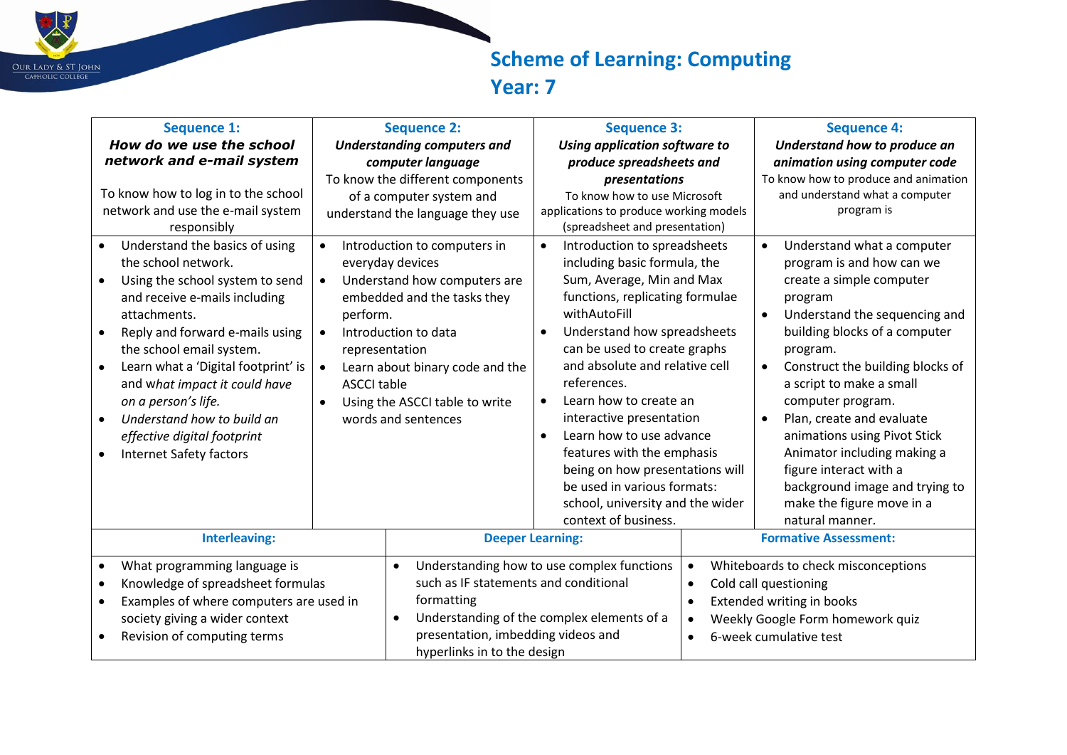# Scheme of Learning: Computing

## Year: 7

| **Sequence 1:**<br>***How do we use the school network and e-mail system***<br><br>To know how to log in to the school network and use the e-mail system responsibly | **Sequence 2:**<br>***Understanding computers and computer language***<br>To know the different components of a computer system and understand the language they use | **Sequence 3:**<br>***Using application software to produce spreadsheets and presentations***<br>To know how to use Microsoft applications to produce working models (spreadsheet and presentation) | **Sequence 4:**<br>***Understand how to produce an animation using computer code***<br>To know how to produce and animation and understand what a computer program is |
|---|---|---|---|
| • Understand the basics of using the school network.<br>• Using the school system to send and receive e-mails including attachments.<br>• Reply and forward e-mails using the school email system.<br>• Learn what a 'Digital footprint' is and *what impact it could have on a person's life.*<br>• *Understand how to build an effective digital footprint*<br>• Internet Safety factors | • Introduction to computers in everyday devices<br>• Understand how computers are embedded and the tasks they perform.<br>• Introduction to data representation<br>• Learn about binary code and the ASCCI table<br>• Using the ASCCI table to write words and sentences | • Introduction to spreadsheets including basic formula, the Sum, Average, Min and Max functions, replicating formulae withAutoFill<br>• Understand how spreadsheets can be used to create graphs and absolute and relative cell references.<br>• Learn how to create an interactive presentation<br>• Learn how to use advance features with the emphasis being on how presentations will be used in various formats: school, university and the wider context of business. | • Understand what a computer program is and how can we create a simple computer program<br>• Understand the sequencing and building blocks of a computer program.<br>• Construct the building blocks of a script to make a small computer program.<br>• Plan, create and evaluate animations using Pivot Stick Animator including making a figure interact with a background image and trying to make the figure move in a natural manner. |

| **Interleaving:** | **Deeper Learning:** | **Formative Assessment:** |
|---|---|---|
| • What programming language is<br>• Knowledge of spreadsheet formulas<br>• Examples of where computers are used in society giving a wider context<br>• Revision of computing terms | • Understanding how to use complex functions such as IF statements and conditional formatting<br>• Understanding of the complex elements of a presentation, imbedding videos and hyperlinks in to the design | • Whiteboards to check misconceptions<br>• Cold call questioning<br>• Extended writing in books<br>• Weekly Google Form homework quiz<br>• 6-week cumulative test |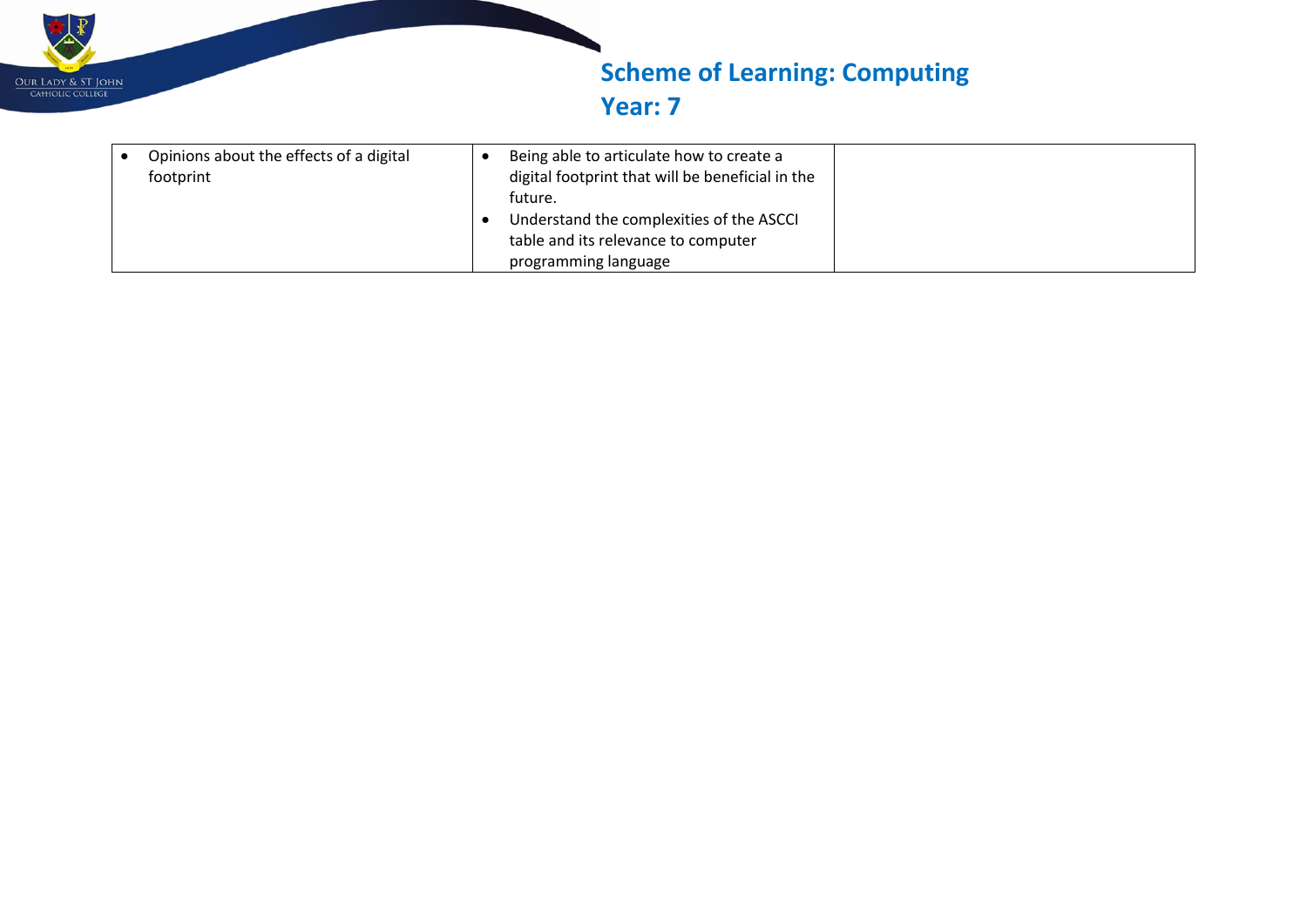| | | |
|---|---|---|
| • Opinions about the effects of a digital footprint | • Being able to articulate how to create a digital footprint that will be beneficial in the future.<br>• Understand the complexities of the ASCCI table and its relevance to computer programming language | |